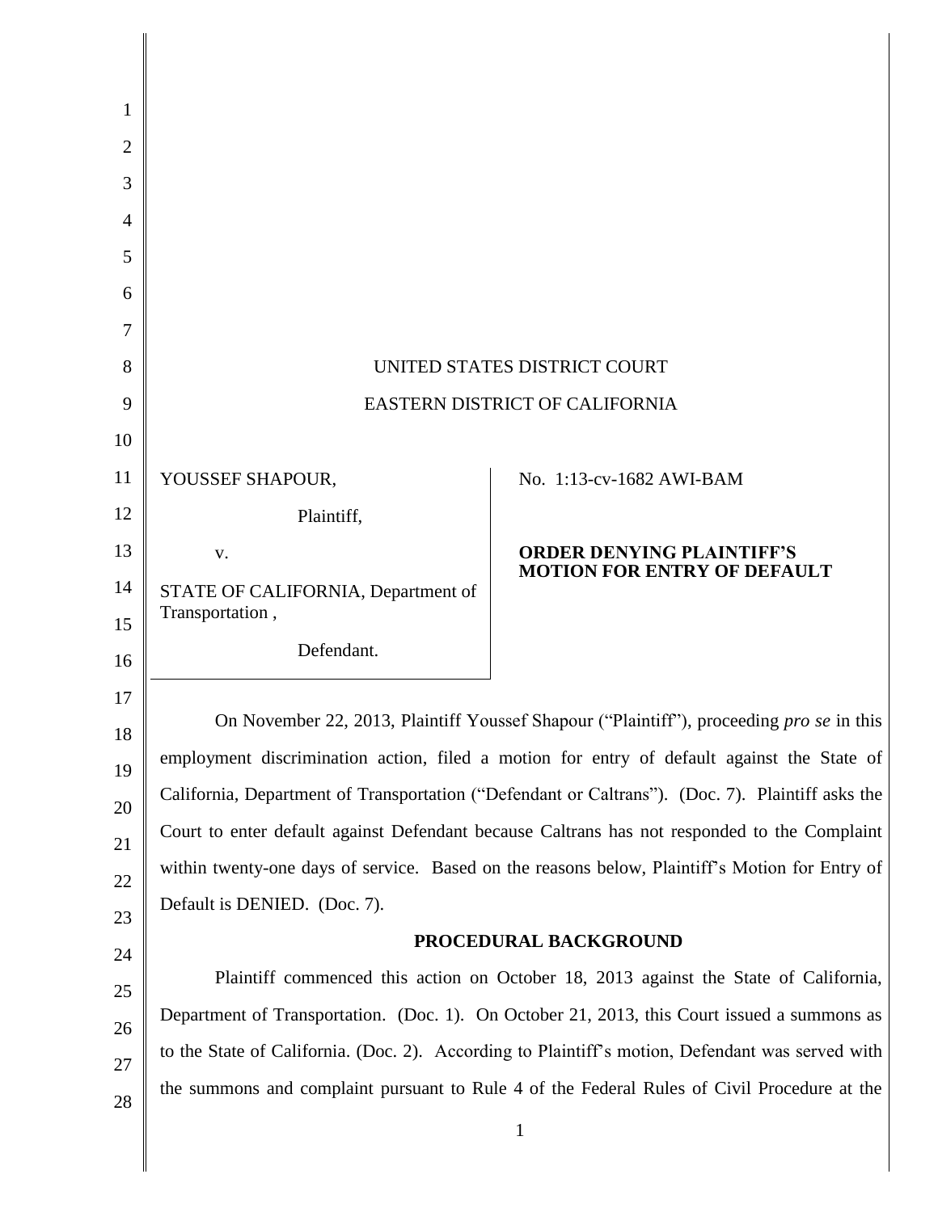UNITED STATES DISTRICT COURT

EASTERN DISTRICT OF CALIFORNIA

| | |
|---|---|
| YOUSSEF SHAPOUR,<br><br>Plaintiff,<br><br>v.<br><br>STATE OF CALIFORNIA, Department of Transportation ,<br><br>Defendant. | No. 1:13-cv-1682 AWI-BAM<br><br>**ORDER DENYING PLAINTIFF'S MOTION FOR ENTRY OF DEFAULT** |

On November 22, 2013, Plaintiff Youssef Shapour ("Plaintiff"), proceeding *pro se* in this employment discrimination action, filed a motion for entry of default against the State of California, Department of Transportation ("Defendant or Caltrans"). (Doc. 7). Plaintiff asks the Court to enter default against Defendant because Caltrans has not responded to the Complaint within twenty-one days of service. Based on the reasons below, Plaintiff's Motion for Entry of Default is DENIED. (Doc. 7).

## PROCEDURAL BACKGROUND

Plaintiff commenced this action on October 18, 2013 against the State of California, Department of Transportation. (Doc. 1). On October 21, 2013, this Court issued a summons as to the State of California. (Doc. 2). According to Plaintiff's motion, Defendant was served with the summons and complaint pursuant to Rule 4 of the Federal Rules of Civil Procedure at the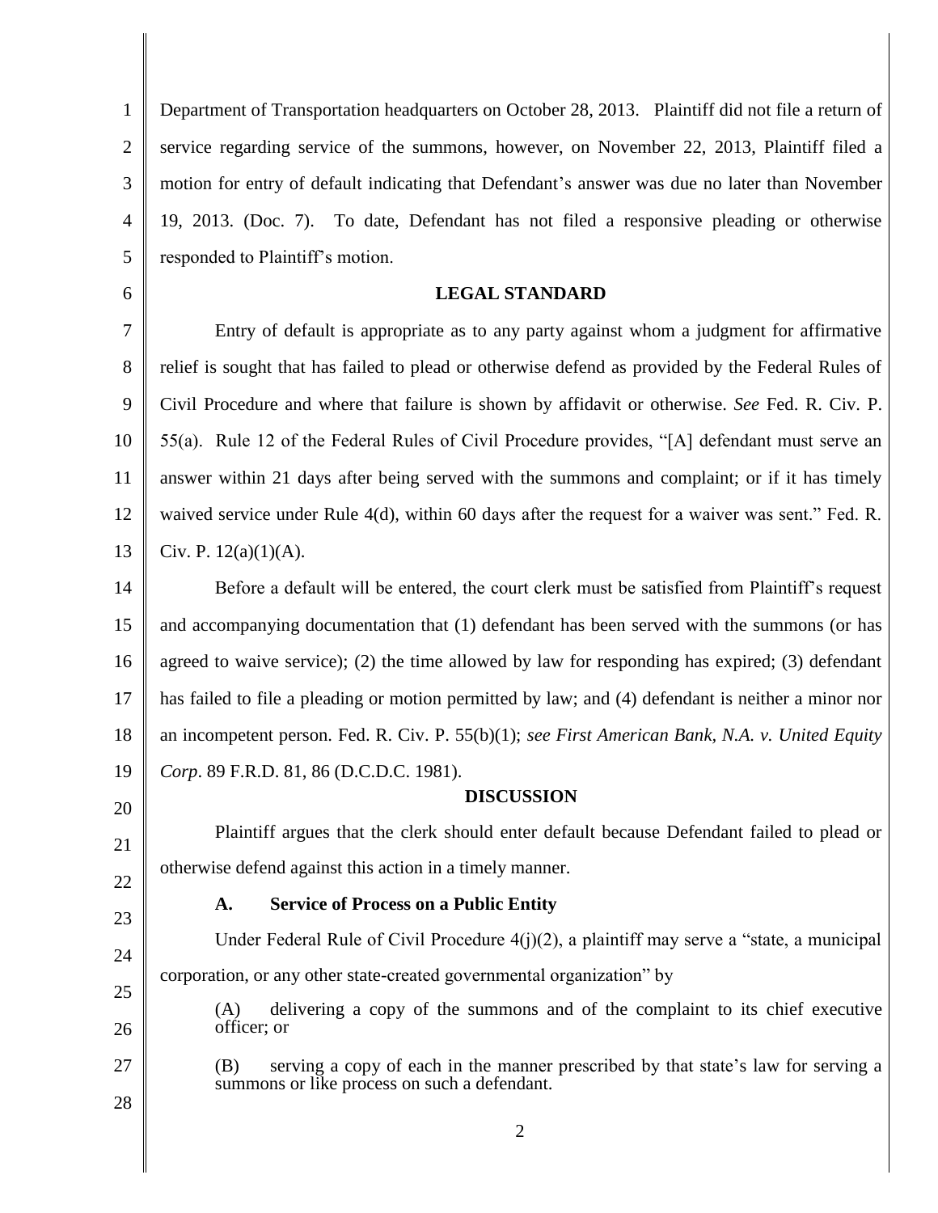Department of Transportation headquarters on October 28, 2013. Plaintiff did not file a return of service regarding service of the summons, however, on November 22, 2013, Plaintiff filed a motion for entry of default indicating that Defendant's answer was due no later than November 19, 2013. (Doc. 7). To date, Defendant has not filed a responsive pleading or otherwise responded to Plaintiff's motion.

## LEGAL STANDARD

Entry of default is appropriate as to any party against whom a judgment for affirmative relief is sought that has failed to plead or otherwise defend as provided by the Federal Rules of Civil Procedure and where that failure is shown by affidavit or otherwise. *See* Fed. R. Civ. P. 55(a). Rule 12 of the Federal Rules of Civil Procedure provides, "[A] defendant must serve an answer within 21 days after being served with the summons and complaint; or if it has timely waived service under Rule 4(d), within 60 days after the request for a waiver was sent." Fed. R. Civ. P. 12(a)(1)(A).

Before a default will be entered, the court clerk must be satisfied from Plaintiff's request and accompanying documentation that (1) defendant has been served with the summons (or has agreed to waive service); (2) the time allowed by law for responding has expired; (3) defendant has failed to file a pleading or motion permitted by law; and (4) defendant is neither a minor nor an incompetent person. Fed. R. Civ. P. 55(b)(1); *see First American Bank, N.A. v. United Equity Corp*. 89 F.R.D. 81, 86 (D.C.D.C. 1981).

## DISCUSSION

Plaintiff argues that the clerk should enter default because Defendant failed to plead or otherwise defend against this action in a timely manner.

### A. Service of Process on a Public Entity

Under Federal Rule of Civil Procedure 4(j)(2), a plaintiff may serve a "state, a municipal corporation, or any other state-created governmental organization" by

> (A) delivering a copy of the summons and of the complaint to its chief executive officer; or
>
> (B) serving a copy of each in the manner prescribed by that state's law for serving a summons or like process on such a defendant.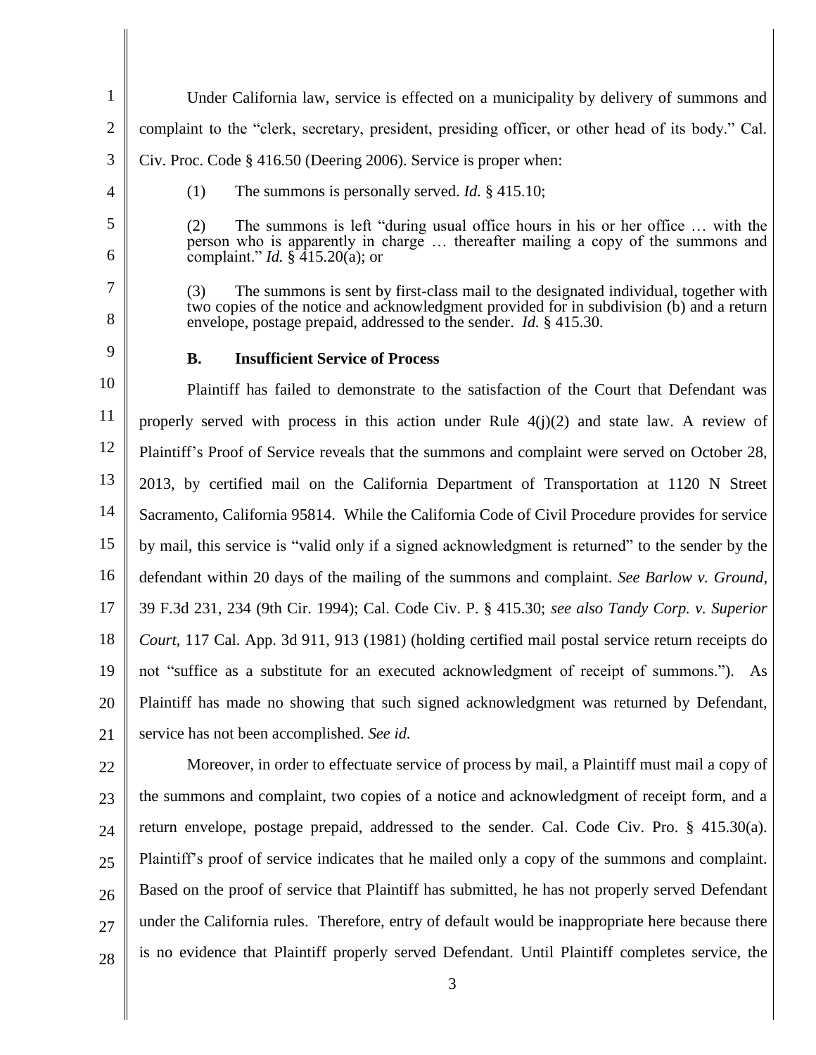Under California law, service is effected on a municipality by delivery of summons and complaint to the "clerk, secretary, president, presiding officer, or other head of its body." Cal. Civ. Proc. Code § 416.50 (Deering 2006). Service is proper when:

> (1) The summons is personally served. *Id.* § 415.10;
>
> (2) The summons is left "during usual office hours in his or her office … with the person who is apparently in charge … thereafter mailing a copy of the summons and complaint." *Id.* § 415.20(a); or
>
> (3) The summons is sent by first-class mail to the designated individual, together with two copies of the notice and acknowledgment provided for in subdivision (b) and a return envelope, postage prepaid, addressed to the sender. *Id.* § 415.30.

### B. Insufficient Service of Process

Plaintiff has failed to demonstrate to the satisfaction of the Court that Defendant was properly served with process in this action under Rule 4(j)(2) and state law. A review of Plaintiff's Proof of Service reveals that the summons and complaint were served on October 28, 2013, by certified mail on the California Department of Transportation at 1120 N Street Sacramento, California 95814. While the California Code of Civil Procedure provides for service by mail, this service is "valid only if a signed acknowledgment is returned" to the sender by the defendant within 20 days of the mailing of the summons and complaint. *See Barlow v. Ground*, 39 F.3d 231, 234 (9th Cir. 1994); Cal. Code Civ. P. § 415.30; *see also Tandy Corp. v. Superior Court*, 117 Cal. App. 3d 911, 913 (1981) (holding certified mail postal service return receipts do not "suffice as a substitute for an executed acknowledgment of receipt of summons."). As Plaintiff has made no showing that such signed acknowledgment was returned by Defendant, service has not been accomplished. *See id.*

Moreover, in order to effectuate service of process by mail, a Plaintiff must mail a copy of the summons and complaint, two copies of a notice and acknowledgment of receipt form, and a return envelope, postage prepaid, addressed to the sender. Cal. Code Civ. Pro. § 415.30(a). Plaintiff's proof of service indicates that he mailed only a copy of the summons and complaint. Based on the proof of service that Plaintiff has submitted, he has not properly served Defendant under the California rules. Therefore, entry of default would be inappropriate here because there is no evidence that Plaintiff properly served Defendant. Until Plaintiff completes service, the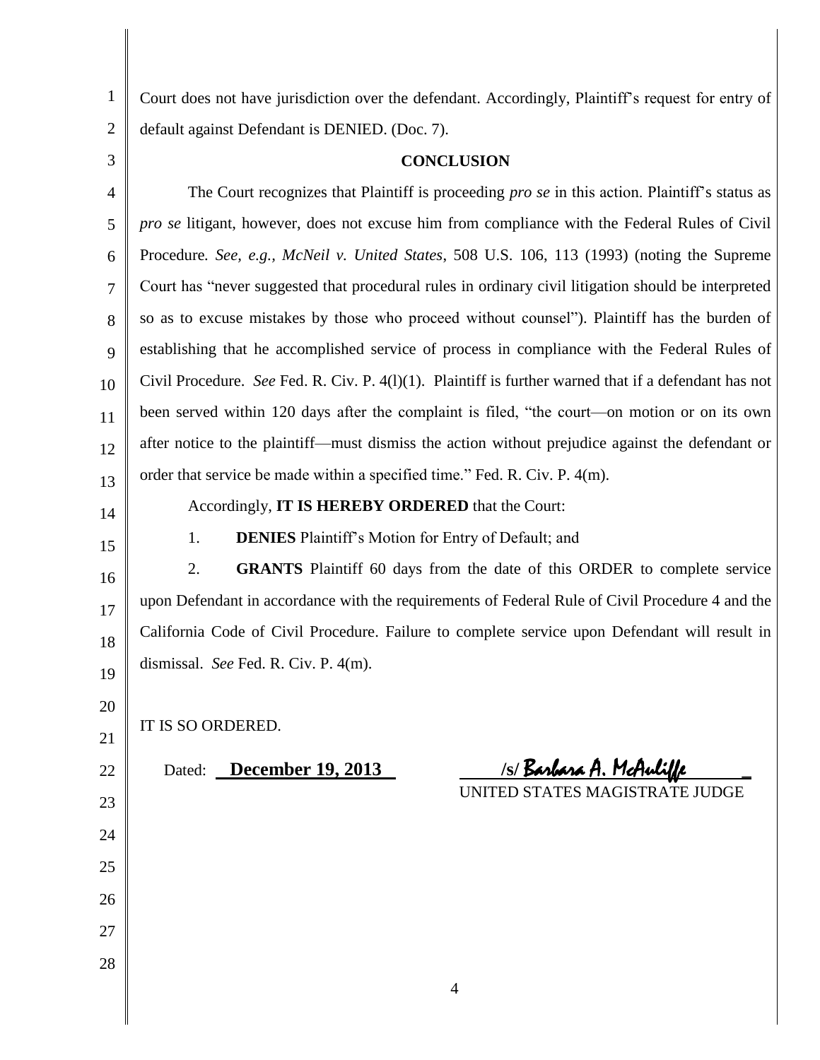Court does not have jurisdiction over the defendant. Accordingly, Plaintiff's request for entry of default against Defendant is DENIED. (Doc. 7).

## CONCLUSION

The Court recognizes that Plaintiff is proceeding *pro se* in this action. Plaintiff's status as *pro se* litigant, however, does not excuse him from compliance with the Federal Rules of Civil Procedure. *See, e.g., McNeil v. United States*, 508 U.S. 106, 113 (1993) (noting the Supreme Court has "never suggested that procedural rules in ordinary civil litigation should be interpreted so as to excuse mistakes by those who proceed without counsel"). Plaintiff has the burden of establishing that he accomplished service of process in compliance with the Federal Rules of Civil Procedure. *See* Fed. R. Civ. P. 4(l)(1). Plaintiff is further warned that if a defendant has not been served within 120 days after the complaint is filed, "the court—on motion or on its own after notice to the plaintiff—must dismiss the action without prejudice against the defendant or order that service be made within a specified time." Fed. R. Civ. P. 4(m).

Accordingly, **IT IS HEREBY ORDERED** that the Court:

1. **DENIES** Plaintiff's Motion for Entry of Default; and

2. **GRANTS** Plaintiff 60 days from the date of this ORDER to complete service upon Defendant in accordance with the requirements of Federal Rule of Civil Procedure 4 and the California Code of Civil Procedure. Failure to complete service upon Defendant will result in dismissal. *See* Fed. R. Civ. P. 4(m).

IT IS SO ORDERED.

Dated: **December 19, 2013**

/s/ Barbara A. McAuliffe
UNITED STATES MAGISTRATE JUDGE